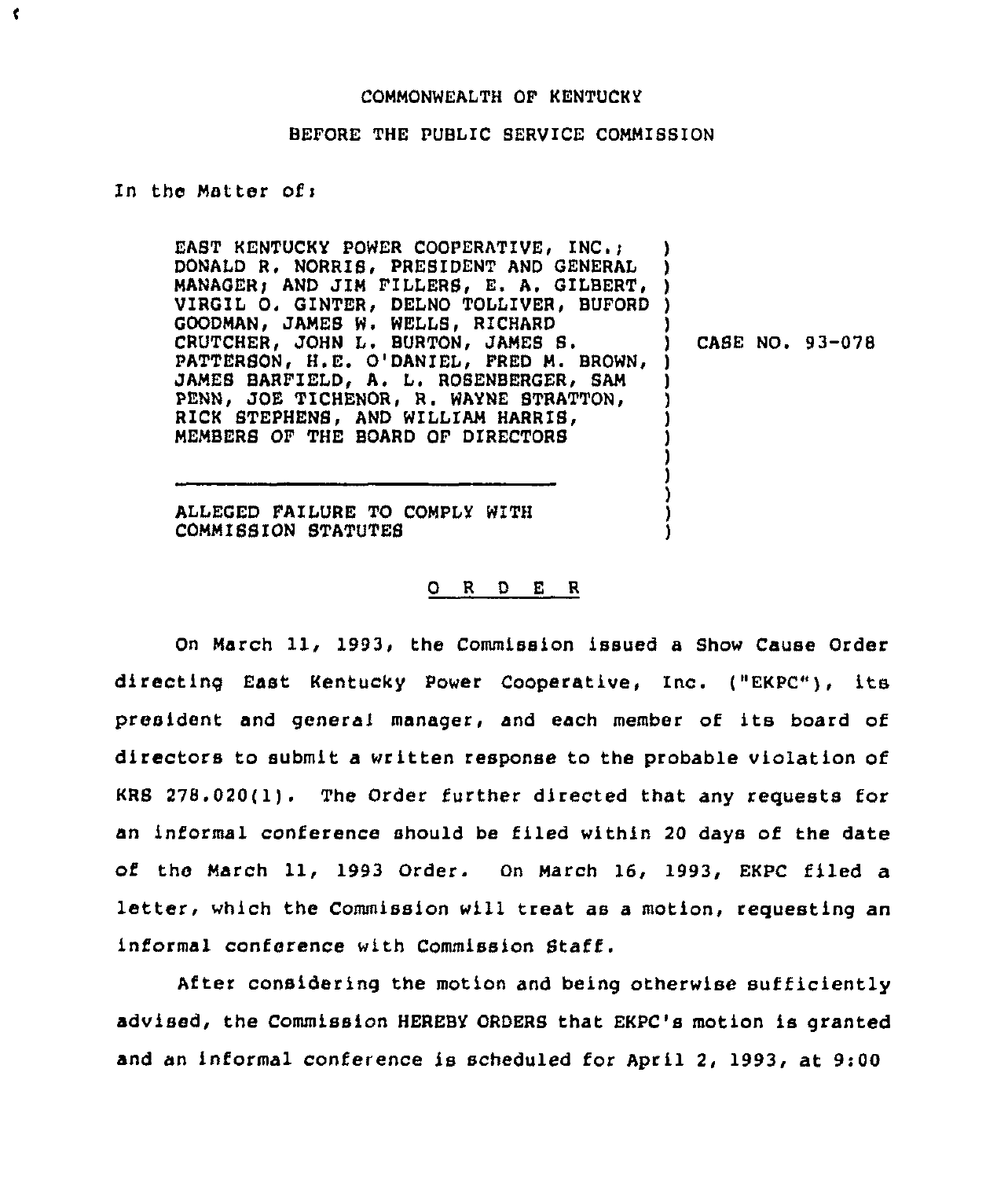COMMONWEALTH OF KENTUCKY

BEFORE THE PUBLIC SERVICE COMMISSION

In the Matter of:

EAST KENTUCKY POWER COOPERATIVE, INC.; DONALD R. NORRIS, PRESIDENT AND GENERAL MANAGER; AND JIM FILLERS, E. A. GILBERT, VIRGIL O. GINTER, DELNO TOLLIVER, BUFORD GOODMAN, JAMES W. WELLS, RICHARD CRUTCHER, JOHN L. BURTON, JAMES S. PATTERSON, H.E. O'DANIEL, FRED M. BROWN, JAMES BARFIELD, A. L. ROSENBERGER, SAM PENN, JOE TICHENOR, R. WAYNE STRATTON, RICK STEPHENS, AND WILLIAM HARRIS, MEMBERS OF THE BOARD OF DIRECTORS

ALLEGED FAILURE TO COMPLY WITH COMMISSION STATUTES

CASE NO. 93-078

O R D E R

On March 11, 1993, the Commission issued a Show Cause Order directing East Kentucky Power Cooperative, Inc. ("EKPC"), its president and general manager, and each member of its board of directors to submit a written response to the probable violation of KRS 278.020(1). The Order further directed that any requests for an informal conference should be filed within 20 days of the date of the March 11, 1993 Order. On March 16, 1993, EKPC filed a letter, which the Commission will treat as a motion, requesting an informal conference with Commission Staff.

After considering the motion and being otherwise sufficiently advised, the Commission HEREBY ORDERS that EKPC's motion is granted and an informal conference is scheduled for April 2, 1993, at 9:00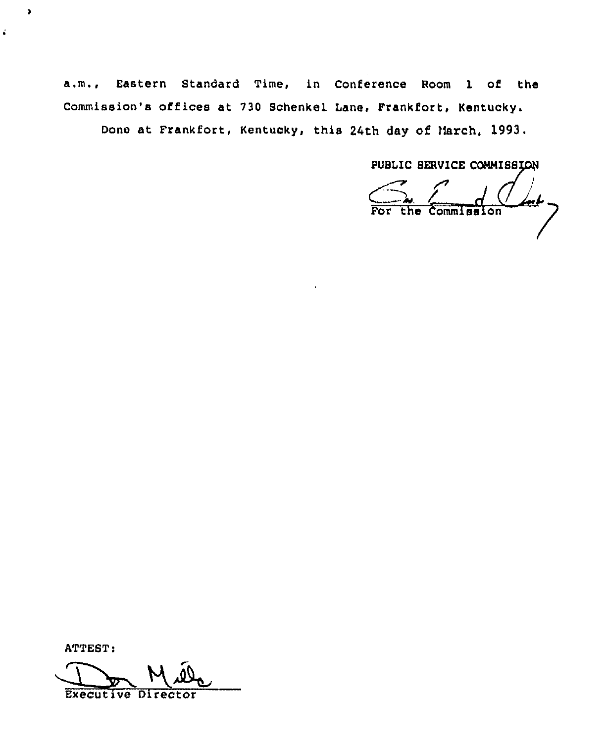a.m., Eastern Standard Time, in Conference Room 1 of the Commission's offices at 730 Schenkel Lane, Frankfort, Kentucky.

Done at Frankfort, Kentucky, this 24th day of March, 1993.

PUBLIC SERVICE COMMISSION

For the Commission

ATTEST:

Executive Director